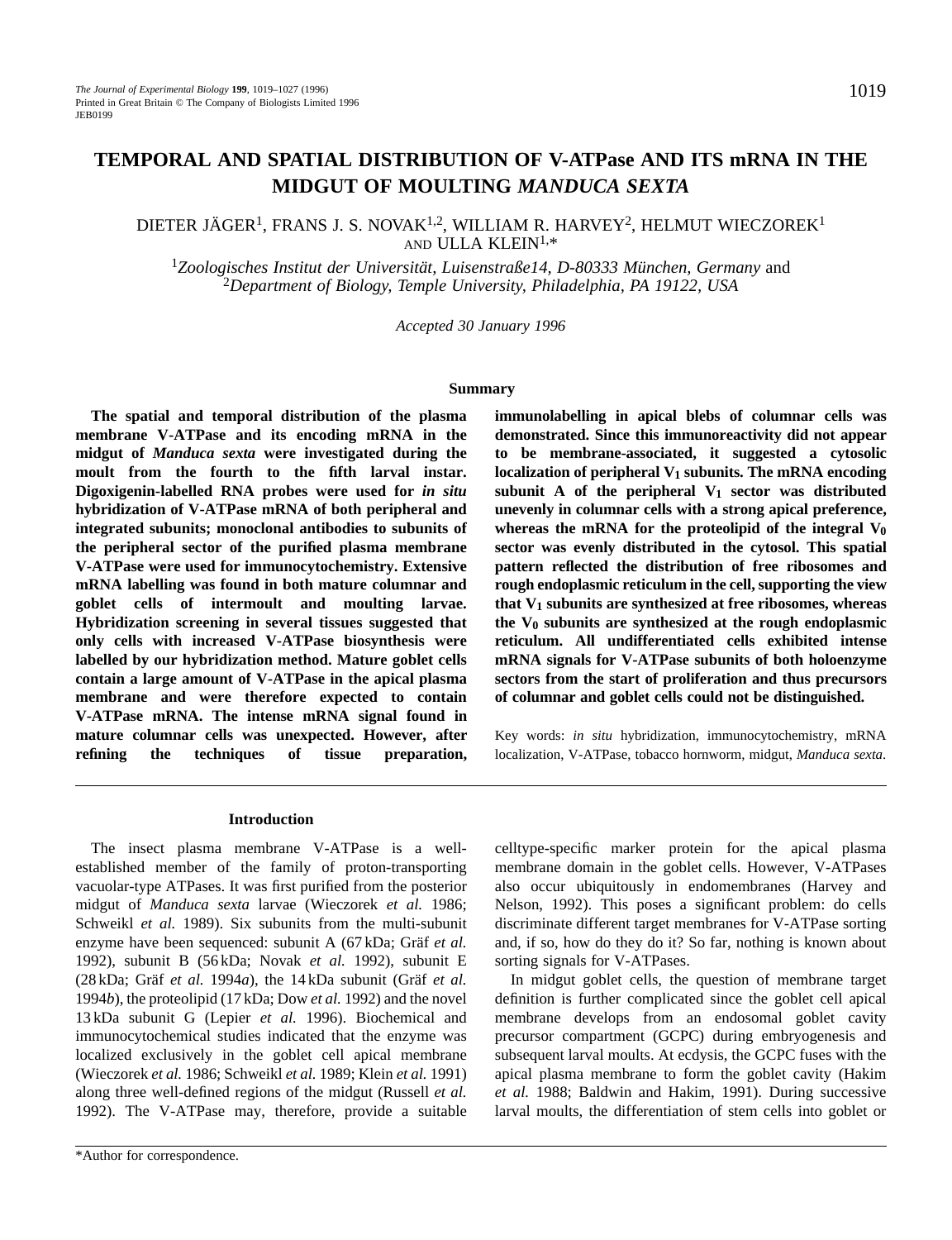# TEMPORAL AND SPATIAL DISTRIBUTION OF V-ATPase AND ITS mRNA IN THE MIDGUT OF MOULTING *MANDUCA SEXTA*

DIETER JÄGER[1], FRANS J. S. NOVAK[1,2], WILLIAM R. HARVEY[2], HELMUT WIECZOREK[1] AND ULLA KLEIN[1,*]

[1]*Zoologisches Institut der Universität, Luisenstraße14, D-80333 München, Germany* and [2]*Department of Biology, Temple University, Philadelphia, PA 19122, USA*

*Accepted 30 January 1996*

## Summary

**The spatial and temporal distribution of the plasma membrane V-ATPase and its encoding mRNA in the midgut of *Manduca sexta* were investigated during the moult from the fourth to the fifth larval instar. Digoxigenin-labelled RNA probes were used for *in situ* hybridization of V-ATPase mRNA of both peripheral and integrated subunits; monoclonal antibodies to subunits of the peripheral sector of the purified plasma membrane V-ATPase were used for immunocytochemistry. Extensive mRNA labelling was found in both mature columnar and goblet cells of intermoult and moulting larvae. Hybridization screening in several tissues suggested that only cells with increased V-ATPase biosynthesis were labelled by our hybridization method. Mature goblet cells contain a large amount of V-ATPase in the apical plasma membrane and were therefore expected to contain V-ATPase mRNA. The intense mRNA signal found in mature columnar cells was unexpected. However, after refining the techniques of tissue preparation, immunolabelling in apical blebs of columnar cells was demonstrated. Since this immunoreactivity did not appear to be membrane-associated, it suggested a cytosolic localization of peripheral $V_1$ subunits. The mRNA encoding subunit A of the peripheral $V_1$ sector was distributed unevenly in columnar cells with a strong apical preference, whereas the mRNA for the proteolipid of the integral $V_0$ sector was evenly distributed in the cytosol. This spatial pattern reflected the distribution of free ribosomes and rough endoplasmic reticulum in the cell, supporting the view that $V_1$ subunits are synthesized at free ribosomes, whereas the $V_0$ subunits are synthesized at the rough endoplasmic reticulum. All undifferentiated cells exhibited intense mRNA signals for V-ATPase subunits of both holoenzyme sectors from the start of proliferation and thus precursors of columnar and goblet cells could not be distinguished.**

Key words: *in situ* hybridization, immunocytochemistry, mRNA localization, V-ATPase, tobacco hornworm, midgut, *Manduca sexta*.

## Introduction

The insect plasma membrane V-ATPase is a well-established member of the family of proton-transporting vacuolar-type ATPases. It was first purified from the posterior midgut of *Manduca sexta* larvae (Wieczorek *et al.* 1986; Schweikl *et al.* 1989). Six subunits from the multi-subunit enzyme have been sequenced: subunit A (67 kDa; Gräf *et al.* 1992), subunit B (56 kDa; Novak *et al.* 1992), subunit E (28 kDa; Gräf *et al.* 1994*a*), the 14 kDa subunit (Gräf *et al.* 1994*b*), the proteolipid (17 kDa; Dow *et al.* 1992) and the novel 13 kDa subunit G (Lepier *et al.* 1996). Biochemical and immunocytochemical studies indicated that the enzyme was localized exclusively in the goblet cell apical membrane (Wieczorek *et al.* 1986; Schweikl *et al.* 1989; Klein *et al.* 1991) along three well-defined regions of the midgut (Russell *et al.* 1992). The V-ATPase may, therefore, provide a suitable celltype-specific marker protein for the apical plasma membrane domain in the goblet cells. However, V-ATPases also occur ubiquitously in endomembranes (Harvey and Nelson, 1992). This poses a significant problem: do cells discriminate different target membranes for V-ATPase sorting and, if so, how do they do it? So far, nothing is known about sorting signals for V-ATPases.

In midgut goblet cells, the question of membrane target definition is further complicated since the goblet cell apical membrane develops from an endosomal goblet cavity precursor compartment (GCPC) during embryogenesis and subsequent larval moults. At ecdysis, the GCPC fuses with the apical plasma membrane to form the goblet cavity (Hakim *et al.* 1988; Baldwin and Hakim, 1991). During successive larval moults, the differentiation of stem cells into goblet or

*Author for correspondence.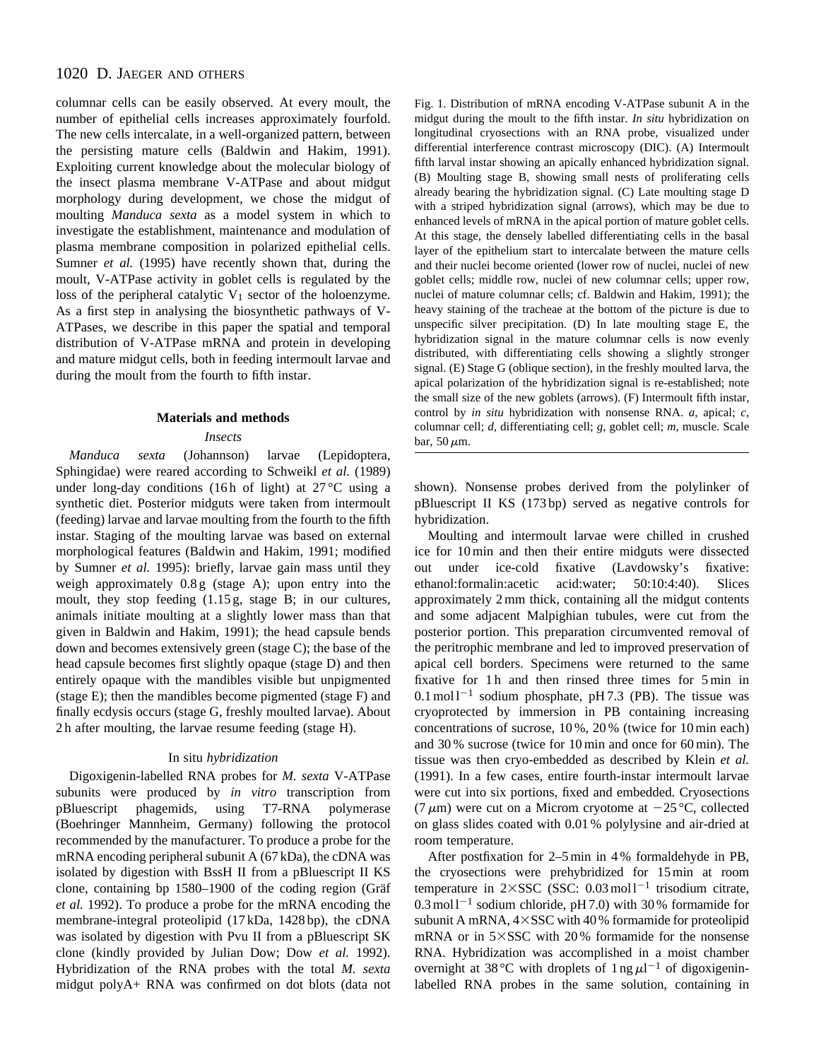columnar cells can be easily observed. At every moult, the number of epithelial cells increases approximately fourfold. The new cells intercalate, in a well-organized pattern, between the persisting mature cells (Baldwin and Hakim, 1991). Exploiting current knowledge about the molecular biology of the insect plasma membrane V-ATPase and about midgut morphology during development, we chose the midgut of moulting *Manduca sexta* as a model system in which to investigate the establishment, maintenance and modulation of plasma membrane composition in polarized epithelial cells. Sumner *et al.* (1995) have recently shown that, during the moult, V-ATPase activity in goblet cells is regulated by the loss of the peripheral catalytic $V_1$ sector of the holoenzyme. As a first step in analysing the biosynthetic pathways of V-ATPases, we describe in this paper the spatial and temporal distribution of V-ATPase mRNA and protein in developing and mature midgut cells, both in feeding intermoult larvae and during the moult from the fourth to fifth instar.

Fig. 1. Distribution of mRNA encoding V-ATPase subunit A in the midgut during the moult to the fifth instar. *In situ* hybridization on longitudinal cryosections with an RNA probe, visualized under differential interference contrast microscopy (DIC). (A) Intermoult fifth larval instar showing an apically enhanced hybridization signal. (B) Moulting stage B, showing small nests of proliferating cells already bearing the hybridization signal. (C) Late moulting stage D with a striped hybridization signal (arrows), which may be due to enhanced levels of mRNA in the apical portion of mature goblet cells. At this stage, the densely labelled differentiating cells in the basal layer of the epithelium start to intercalate between the mature cells and their nuclei become oriented (lower row of nuclei, nuclei of new goblet cells; middle row, nuclei of new columnar cells; upper row, nuclei of mature columnar cells; cf. Baldwin and Hakim, 1991); the heavy staining of the tracheae at the bottom of the picture is due to unspecific silver precipitation. (D) In late moulting stage E, the hybridization signal in the mature columnar cells is now evenly distributed, with differentiating cells showing a slightly stronger signal. (E) Stage G (oblique section), in the freshly moulted larva, the apical polarization of the hybridization signal is re-established; note the small size of the new goblets (arrows). (F) Intermoult fifth instar, control by *in situ* hybridization with nonsense RNA. *a*, apical; *c*, columnar cell; *d*, differentiating cell; *g*, goblet cell; *m*, muscle. Scale bar, 50 μm.

## Materials and methods

### Insects

*Manduca sexta* (Johannson) larvae (Lepidoptera, Sphingidae) were reared according to Schweikl *et al.* (1989) under long-day conditions (16 h of light) at 27 °C using a synthetic diet. Posterior midguts were taken from intermoult (feeding) larvae and larvae moulting from the fourth to the fifth instar. Staging of the moulting larvae was based on external morphological features (Baldwin and Hakim, 1991; modified by Sumner *et al.* 1995): briefly, larvae gain mass until they weigh approximately 0.8 g (stage A); upon entry into the moult, they stop feeding (1.15 g, stage B; in our cultures, animals initiate moulting at a slightly lower mass than that given in Baldwin and Hakim, 1991); the head capsule bends down and becomes extensively green (stage C); the base of the head capsule becomes first slightly opaque (stage D) and then entirely opaque with the mandibles visible but unpigmented (stage E); then the mandibles become pigmented (stage F) and finally ecdysis occurs (stage G, freshly moulted larvae). About 2 h after moulting, the larvae resume feeding (stage H).

### *In situ* hybridization

Digoxigenin-labelled RNA probes for *M. sexta* V-ATPase subunits were produced by *in vitro* transcription from pBluescript phagemids, using T7-RNA polymerase (Boehringer Mannheim, Germany) following the protocol recommended by the manufacturer. To produce a probe for the mRNA encoding peripheral subunit A (67 kDa), the cDNA was isolated by digestion with BssH II from a pBluescript II KS clone, containing bp 1580–1900 of the coding region (Gräf *et al.* 1992). To produce a probe for the mRNA encoding the membrane-integral proteolipid (17 kDa, 1428 bp), the cDNA was isolated by digestion with Pvu II from a pBluescript SK clone (kindly provided by Julian Dow; Dow *et al.* 1992). Hybridization of the RNA probes with the total *M. sexta* midgut polyA+ RNA was confirmed on dot blots (data not shown). Nonsense probes derived from the polylinker of pBluescript II KS (173 bp) served as negative controls for hybridization.

Moulting and intermoult larvae were chilled in crushed ice for 10 min and then their entire midguts were dissected out under ice-cold fixative (Lavdowsky's fixative: ethanol:formalin:acetic acid:water; 50:10:4:40). Slices approximately 2 mm thick, containing all the midgut contents and some adjacent Malpighian tubules, were cut from the posterior portion. This preparation circumvented removal of the peritrophic membrane and led to improved preservation of apical cell borders. Specimens were returned to the same fixative for 1 h and then rinsed three times for 5 min in 0.1 mol l$^{-1}$ sodium phosphate, pH 7.3 (PB). The tissue was cryoprotected by immersion in PB containing increasing concentrations of sucrose, 10 %, 20 % (twice for 10 min each) and 30 % sucrose (twice for 10 min and once for 60 min). The tissue was then cryo-embedded as described by Klein *et al.* (1991). In a few cases, entire fourth-instar intermoult larvae were cut into six portions, fixed and embedded. Cryosections (7 μm) were cut on a Microm cryotome at −25 °C, collected on glass slides coated with 0.01 % polylysine and air-dried at room temperature.

After postfixation for 2–5 min in 4 % formaldehyde in PB, the cryosections were prehybridized for 15 min at room temperature in 2×SSC (SSC: 0.03 mol l$^{-1}$ trisodium citrate, 0.3 mol l$^{-1}$ sodium chloride, pH 7.0) with 30 % formamide for subunit A mRNA, 4×SSC with 40 % formamide for proteolipid mRNA or in 5×SSC with 20 % formamide for the nonsense RNA. Hybridization was accomplished in a moist chamber overnight at 38 °C with droplets of 1 ng μl$^{-1}$ of digoxigenin-labelled RNA probes in the same solution, containing in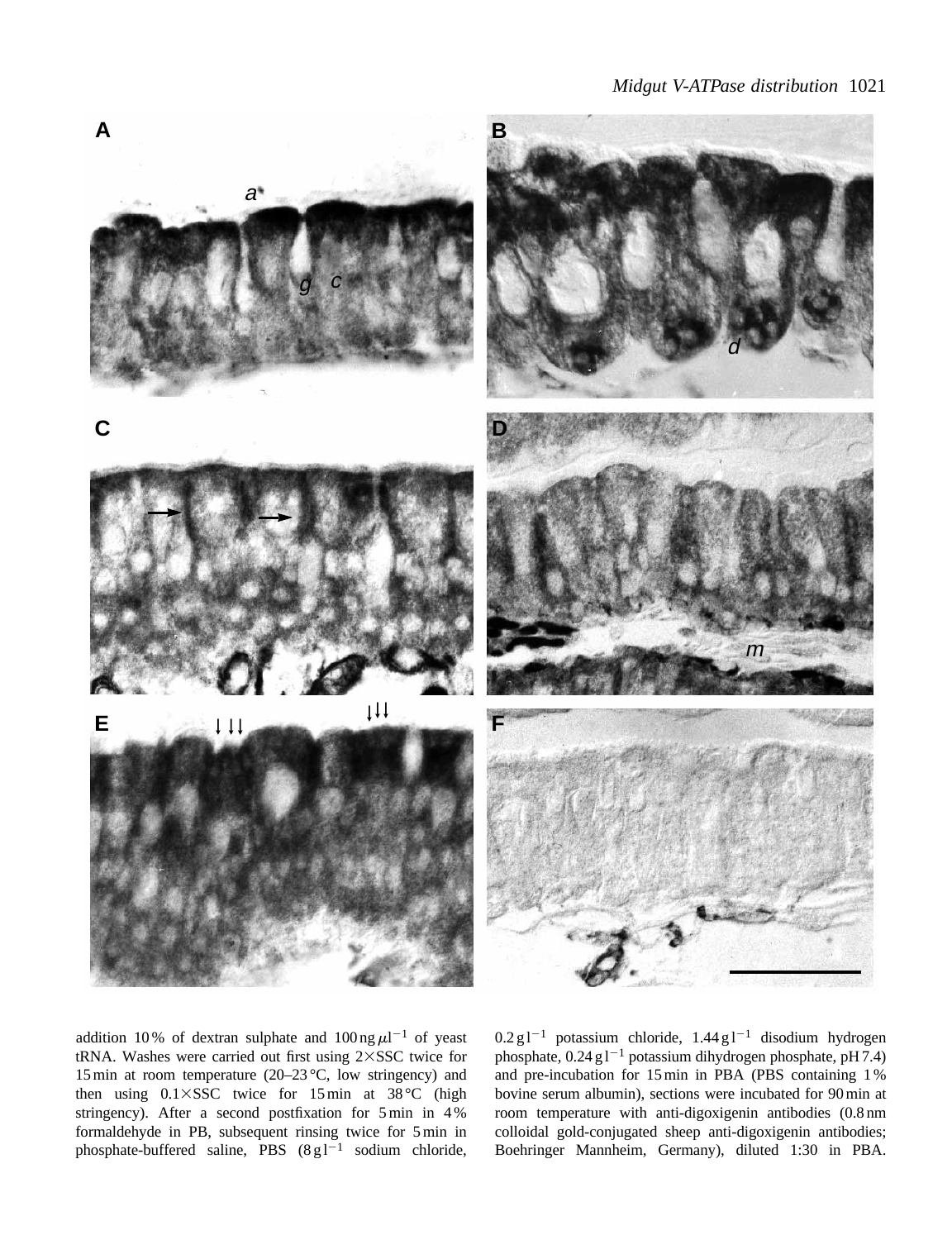addition 10 % of dextran sulphate and 100 ng $\mu$l$^{-1}$ of yeast tRNA. Washes were carried out first using 2×SSC twice for 15 min at room temperature (20–23 °C, low stringency) and then using 0.1×SSC twice for 15 min at 38 °C (high stringency). After a second postfixation for 5 min in 4 % formaldehyde in PB, subsequent rinsing twice for 5 min in phosphate-buffered saline, PBS (8 g l$^{-1}$ sodium chloride, 0.2 g l$^{-1}$ potassium chloride, 1.44 g l$^{-1}$ disodium hydrogen phosphate, 0.24 g l$^{-1}$ potassium dihydrogen phosphate, pH 7.4) and pre-incubation for 15 min in PBA (PBS containing 1 % bovine serum albumin), sections were incubated for 90 min at room temperature with anti-digoxigenin antibodies (0.8 nm colloidal gold-conjugated sheep anti-digoxigenin antibodies; Boehringer Mannheim, Germany), diluted 1:30 in PBA.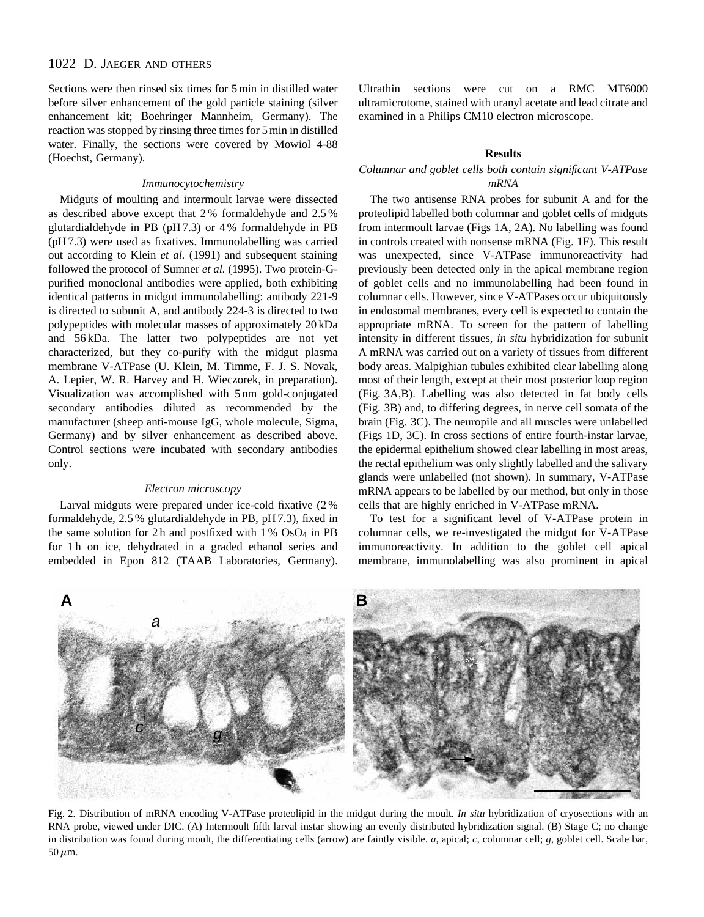Sections were then rinsed six times for 5 min in distilled water before silver enhancement of the gold particle staining (silver enhancement kit; Boehringer Mannheim, Germany). The reaction was stopped by rinsing three times for 5 min in distilled water. Finally, the sections were covered by Mowiol 4-88 (Hoechst, Germany).

### *Immunocytochemistry*

Midguts of moulting and intermoult larvae were dissected as described above except that 2 % formaldehyde and 2.5 % glutardialdehyde in PB (pH 7.3) or 4 % formaldehyde in PB (pH 7.3) were used as fixatives. Immunolabelling was carried out according to Klein *et al.* (1991) and subsequent staining followed the protocol of Sumner *et al.* (1995). Two protein-G-purified monoclonal antibodies were applied, both exhibiting identical patterns in midgut immunolabelling: antibody 221-9 is directed to subunit A, and antibody 224-3 is directed to two polypeptides with molecular masses of approximately 20 kDa and 56 kDa. The latter two polypeptides are not yet characterized, but they co-purify with the midgut plasma membrane V-ATPase (U. Klein, M. Timme, F. J. S. Novak, A. Lepier, W. R. Harvey and H. Wieczorek, in preparation). Visualization was accomplished with 5 nm gold-conjugated secondary antibodies diluted as recommended by the manufacturer (sheep anti-mouse IgG, whole molecule, Sigma, Germany) and by silver enhancement as described above. Control sections were incubated with secondary antibodies only.

### *Electron microscopy*

Larval midguts were prepared under ice-cold fixative (2 % formaldehyde, 2.5 % glutardialdehyde in PB, pH 7.3), fixed in the same solution for 2 h and postfixed with 1 % $OsO_4$ in PB for 1 h on ice, dehydrated in a graded ethanol series and embedded in Epon 812 (TAAB Laboratories, Germany). Ultrathin sections were cut on a RMC MT6000 ultramicrotome, stained with uranyl acetate and lead citrate and examined in a Philips CM10 electron microscope.

## Results

### *Columnar and goblet cells both contain significant V-ATPase mRNA*

The two antisense RNA probes for subunit A and for the proteolipid labelled both columnar and goblet cells of midguts from intermoult larvae (Figs 1A, 2A). No labelling was found in controls created with nonsense mRNA (Fig. 1F). This result was unexpected, since V-ATPase immunoreactivity had previously been detected only in the apical membrane region of goblet cells and no immunolabelling had been found in columnar cells. However, since V-ATPases occur ubiquitously in endosomal membranes, every cell is expected to contain the appropriate mRNA. To screen for the pattern of labelling intensity in different tissues, *in situ* hybridization for subunit A mRNA was carried out on a variety of tissues from different body areas. Malpighian tubules exhibited clear labelling along most of their length, except at their most posterior loop region (Fig. 3A,B). Labelling was also detected in fat body cells (Fig. 3B) and, to differing degrees, in nerve cell somata of the brain (Fig. 3C). The neuropile and all muscles were unlabelled (Figs 1D, 3C). In cross sections of entire fourth-instar larvae, the epidermal epithelium showed clear labelling in most areas, the rectal epithelium was only slightly labelled and the salivary glands were unlabelled (not shown). In summary, V-ATPase mRNA appears to be labelled by our method, but only in those cells that are highly enriched in V-ATPase mRNA.

To test for a significant level of V-ATPase protein in columnar cells, we re-investigated the midgut for V-ATPase immunoreactivity. In addition to the goblet cell apical membrane, immunolabelling was also prominent in apical

Fig. 2. Distribution of mRNA encoding V-ATPase proteolipid in the midgut during the moult. *In situ* hybridization of cryosections with an RNA probe, viewed under DIC. (A) Intermoult fifth larval instar showing an evenly distributed hybridization signal. (B) Stage C; no change in distribution was found during moult, the differentiating cells (arrow) are faintly visible. *a*, apical; *c*, columnar cell; *g*, goblet cell. Scale bar, 50 μm.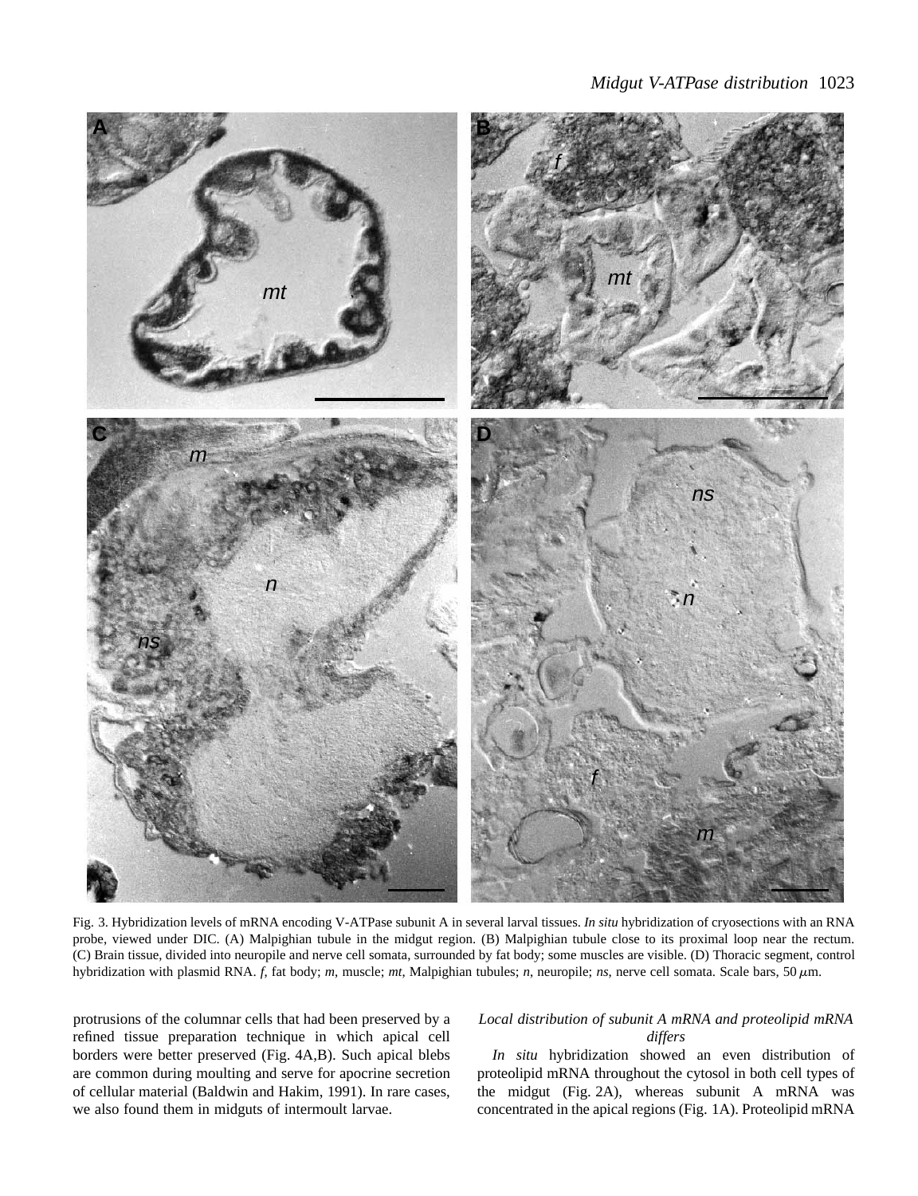Fig. 3. Hybridization levels of mRNA encoding V-ATPase subunit A in several larval tissues. *In situ* hybridization of cryosections with an RNA probe, viewed under DIC. (A) Malpighian tubule in the midgut region. (B) Malpighian tubule close to its proximal loop near the rectum. (C) Brain tissue, divided into neuropile and nerve cell somata, surrounded by fat body; some muscles are visible. (D) Thoracic segment, control hybridization with plasmid RNA. *f*, fat body; *m*, muscle; *mt*, Malpighian tubules; *n*, neuropile; *ns*, nerve cell somata. Scale bars, 50 μm.

protrusions of the columnar cells that had been preserved by a refined tissue preparation technique in which apical cell borders were better preserved (Fig. 4A,B). Such apical blebs are common during moulting and serve for apocrine secretion of cellular material (Baldwin and Hakim, 1991). In rare cases, we also found them in midguts of intermoult larvae.

### *Local distribution of subunit A mRNA and proteolipid mRNA differs*

*In situ* hybridization showed an even distribution of proteolipid mRNA throughout the cytosol in both cell types of the midgut (Fig. 2A), whereas subunit A mRNA was concentrated in the apical regions (Fig. 1A). Proteolipid mRNA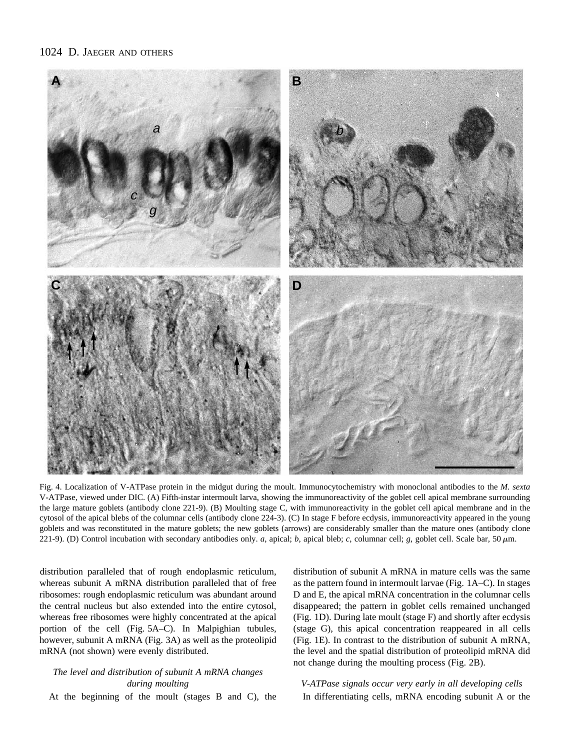Fig. 4. Localization of V-ATPase protein in the midgut during the moult. Immunocytochemistry with monoclonal antibodies to the *M. sexta* V-ATPase, viewed under DIC. (A) Fifth-instar intermoult larva, showing the immunoreactivity of the goblet cell apical membrane surrounding the large mature goblets (antibody clone 221-9). (B) Moulting stage C, with immunoreactivity in the goblet cell apical membrane and in the cytosol of the apical blebs of the columnar cells (antibody clone 224-3). (C) In stage F before ecdysis, immunoreactivity appeared in the young goblets and was reconstituted in the mature goblets; the new goblets (arrows) are considerably smaller than the mature ones (antibody clone 221-9). (D) Control incubation with secondary antibodies only. *a*, apical; *b*, apical bleb; *c*, columnar cell; *g*, goblet cell. Scale bar, 50 μm.

distribution paralleled that of rough endoplasmic reticulum, whereas subunit A mRNA distribution paralleled that of free ribosomes: rough endoplasmic reticulum was abundant around the central nucleus but also extended into the entire cytosol, whereas free ribosomes were highly concentrated at the apical portion of the cell (Fig. 5A–C). In Malpighian tubules, however, subunit A mRNA (Fig. 3A) as well as the proteolipid mRNA (not shown) were evenly distributed.

### *The level and distribution of subunit A mRNA changes during moulting*

At the beginning of the moult (stages B and C), the distribution of subunit A mRNA in mature cells was the same as the pattern found in intermoult larvae (Fig. 1A–C). In stages D and E, the apical mRNA concentration in the columnar cells disappeared; the pattern in goblet cells remained unchanged (Fig. 1D). During late moult (stage F) and shortly after ecdysis (stage G), this apical concentration reappeared in all cells (Fig. 1E). In contrast to the distribution of subunit A mRNA, the level and the spatial distribution of proteolipid mRNA did not change during the moulting process (Fig. 2B).

### *V-ATPase signals occur very early in all developing cells*

In differentiating cells, mRNA encoding subunit A or the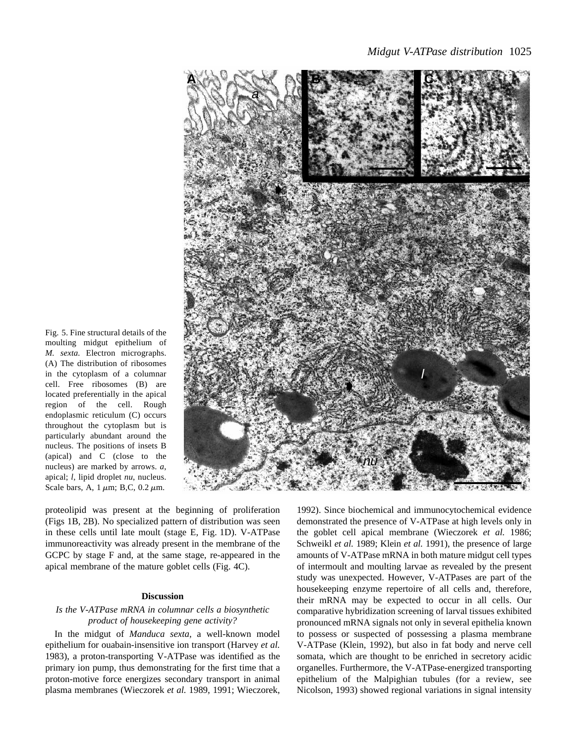Fig. 5. Fine structural details of the moulting midgut epithelium of *M. sexta.* Electron micrographs. (A) The distribution of ribosomes in the cytoplasm of a columnar cell. Free ribosomes (B) are located preferentially in the apical region of the cell. Rough endoplasmic reticulum (C) occurs throughout the cytoplasm but is particularly abundant around the nucleus. The positions of insets B (apical) and C (close to the nucleus) are marked by arrows. *a*, apical; *l*, lipid droplet *nu*, nucleus. Scale bars, A, 1 μm; B,C, 0.2 μm.

proteolipid was present at the beginning of proliferation (Figs 1B, 2B). No specialized pattern of distribution was seen in these cells until late moult (stage E, Fig. 1D). V-ATPase immunoreactivity was already present in the membrane of the GCPC by stage F and, at the same stage, re-appeared in the apical membrane of the mature goblet cells (Fig. 4C).

## Discussion

### *Is the V-ATPase mRNA in columnar cells a biosynthetic product of housekeeping gene activity?*

In the midgut of *Manduca sexta*, a well-known model epithelium for ouabain-insensitive ion transport (Harvey *et al.* 1983), a proton-transporting V-ATPase was identified as the primary ion pump, thus demonstrating for the first time that a proton-motive force energizes secondary transport in animal plasma membranes (Wieczorek *et al.* 1989, 1991; Wieczorek, 1992). Since biochemical and immunocytochemical evidence demonstrated the presence of V-ATPase at high levels only in the goblet cell apical membrane (Wieczorek *et al.* 1986; Schweikl *et al.* 1989; Klein *et al.* 1991), the presence of large amounts of V-ATPase mRNA in both mature midgut cell types of intermoult and moulting larvae as revealed by the present study was unexpected. However, V-ATPases are part of the housekeeping enzyme repertoire of all cells and, therefore, their mRNA may be expected to occur in all cells. Our comparative hybridization screening of larval tissues exhibited pronounced mRNA signals not only in several epithelia known to possess or suspected of possessing a plasma membrane V-ATPase (Klein, 1992), but also in fat body and nerve cell somata, which are thought to be enriched in secretory acidic organelles. Furthermore, the V-ATPase-energized transporting epithelium of the Malpighian tubules (for a review, see Nicolson, 1993) showed regional variations in signal intensity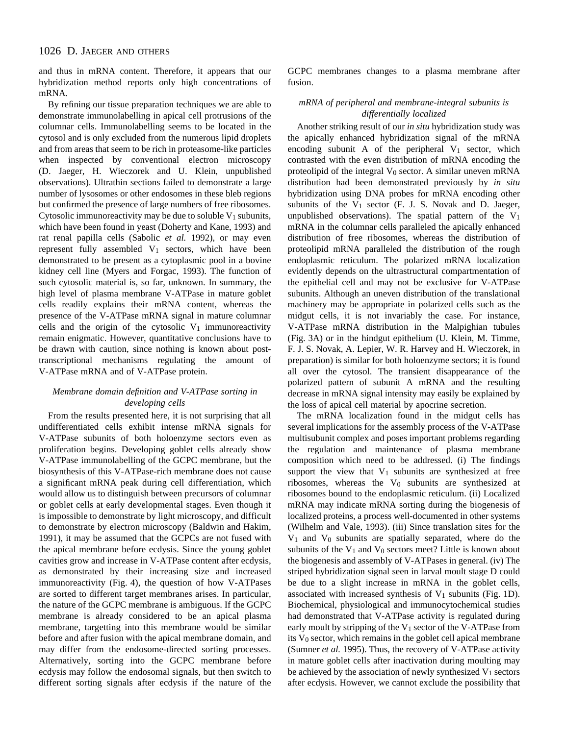and thus in mRNA content. Therefore, it appears that our hybridization method reports only high concentrations of mRNA.

By refining our tissue preparation techniques we are able to demonstrate immunolabelling in apical cell protrusions of the columnar cells. Immunolabelling seems to be located in the cytosol and is only excluded from the numerous lipid droplets and from areas that seem to be rich in proteasome-like particles when inspected by conventional electron microscopy (D. Jaeger, H. Wieczorek and U. Klein, unpublished observations). Ultrathin sections failed to demonstrate a large number of lysosomes or other endosomes in these bleb regions but confirmed the presence of large numbers of free ribosomes. Cytosolic immunoreactivity may be due to soluble $V_1$ subunits, which have been found in yeast (Doherty and Kane, 1993) and rat renal papilla cells (Sabolic *et al.* 1992), or may even represent fully assembled $V_1$ sectors, which have been demonstrated to be present as a cytoplasmic pool in a bovine kidney cell line (Myers and Forgac, 1993). The function of such cytosolic material is, so far, unknown. In summary, the high level of plasma membrane V-ATPase in mature goblet cells readily explains their mRNA content, whereas the presence of the V-ATPase mRNA signal in mature columnar cells and the origin of the cytosolic $V_1$ immunoreactivity remain enigmatic. However, quantitative conclusions have to be drawn with caution, since nothing is known about post-transcriptional mechanisms regulating the amount of V-ATPase mRNA and of V-ATPase protein.

### *Membrane domain definition and V-ATPase sorting in developing cells*

From the results presented here, it is not surprising that all undifferentiated cells exhibit intense mRNA signals for V-ATPase subunits of both holoenzyme sectors even as proliferation begins. Developing goblet cells already show V-ATPase immunolabelling of the GCPC membrane, but the biosynthesis of this V-ATPase-rich membrane does not cause a significant mRNA peak during cell differentiation, which would allow us to distinguish between precursors of columnar or goblet cells at early developmental stages. Even though it is impossible to demonstrate by light microscopy, and difficult to demonstrate by electron microscopy (Baldwin and Hakim, 1991), it may be assumed that the GCPCs are not fused with the apical membrane before ecdysis. Since the young goblet cavities grow and increase in V-ATPase content after ecdysis, as demonstrated by their increasing size and increased immunoreactivity (Fig. 4), the question of how V-ATPases are sorted to different target membranes arises. In particular, the nature of the GCPC membrane is ambiguous. If the GCPC membrane is already considered to be an apical plasma membrane, targetting into this membrane would be similar before and after fusion with the apical membrane domain, and may differ from the endosome-directed sorting processes. Alternatively, sorting into the GCPC membrane before ecdysis may follow the endosomal signals, but then switch to different sorting signals after ecdysis if the nature of the GCPC membranes changes to a plasma membrane after fusion.

### *mRNA of peripheral and membrane-integral subunits is differentially localized*

Another striking result of our *in situ* hybridization study was the apically enhanced hybridization signal of the mRNA encoding subunit A of the peripheral $V_1$ sector, which contrasted with the even distribution of mRNA encoding the proteolipid of the integral $V_0$ sector. A similar uneven mRNA distribution had been demonstrated previously by *in situ* hybridization using DNA probes for mRNA encoding other subunits of the $V_1$ sector (F. J. S. Novak and D. Jaeger, unpublished observations). The spatial pattern of the $V_1$ mRNA in the columnar cells paralleled the apically enhanced distribution of free ribosomes, whereas the distribution of proteolipid mRNA paralleled the distribution of the rough endoplasmic reticulum. The polarized mRNA localization evidently depends on the ultrastructural compartmentation of the epithelial cell and may not be exclusive for V-ATPase subunits. Although an uneven distribution of the translational machinery may be appropriate in polarized cells such as the midgut cells, it is not invariably the case. For instance, V-ATPase mRNA distribution in the Malpighian tubules (Fig. 3A) or in the hindgut epithelium (U. Klein, M. Timme, F. J. S. Novak, A. Lepier, W. R. Harvey and H. Wieczorek, in preparation) is similar for both holoenzyme sectors; it is found all over the cytosol. The transient disappearance of the polarized pattern of subunit A mRNA and the resulting decrease in mRNA signal intensity may easily be explained by the loss of apical cell material by apocrine secretion.

The mRNA localization found in the midgut cells has several implications for the assembly process of the V-ATPase multisubunit complex and poses important problems regarding the regulation and maintenance of plasma membrane composition which need to be addressed. (i) The findings support the view that $V_1$ subunits are synthesized at free ribosomes, whereas the $V_0$ subunits are synthesized at ribosomes bound to the endoplasmic reticulum. (ii) Localized mRNA may indicate mRNA sorting during the biogenesis of localized proteins, a process well-documented in other systems (Wilhelm and Vale, 1993). (iii) Since translation sites for the $V_1$ and $V_0$ subunits are spatially separated, where do the subunits of the $V_1$ and $V_0$ sectors meet? Little is known about the biogenesis and assembly of V-ATPases in general. (iv) The striped hybridization signal seen in larval moult stage D could be due to a slight increase in mRNA in the goblet cells, associated with increased synthesis of $V_1$ subunits (Fig. 1D). Biochemical, physiological and immunocytochemical studies had demonstrated that V-ATPase activity is regulated during early moult by stripping of the $V_1$ sector of the V-ATPase from its $V_0$ sector, which remains in the goblet cell apical membrane (Sumner *et al.* 1995). Thus, the recovery of V-ATPase activity in mature goblet cells after inactivation during moulting may be achieved by the association of newly synthesized $V_1$ sectors after ecdysis. However, we cannot exclude the possibility that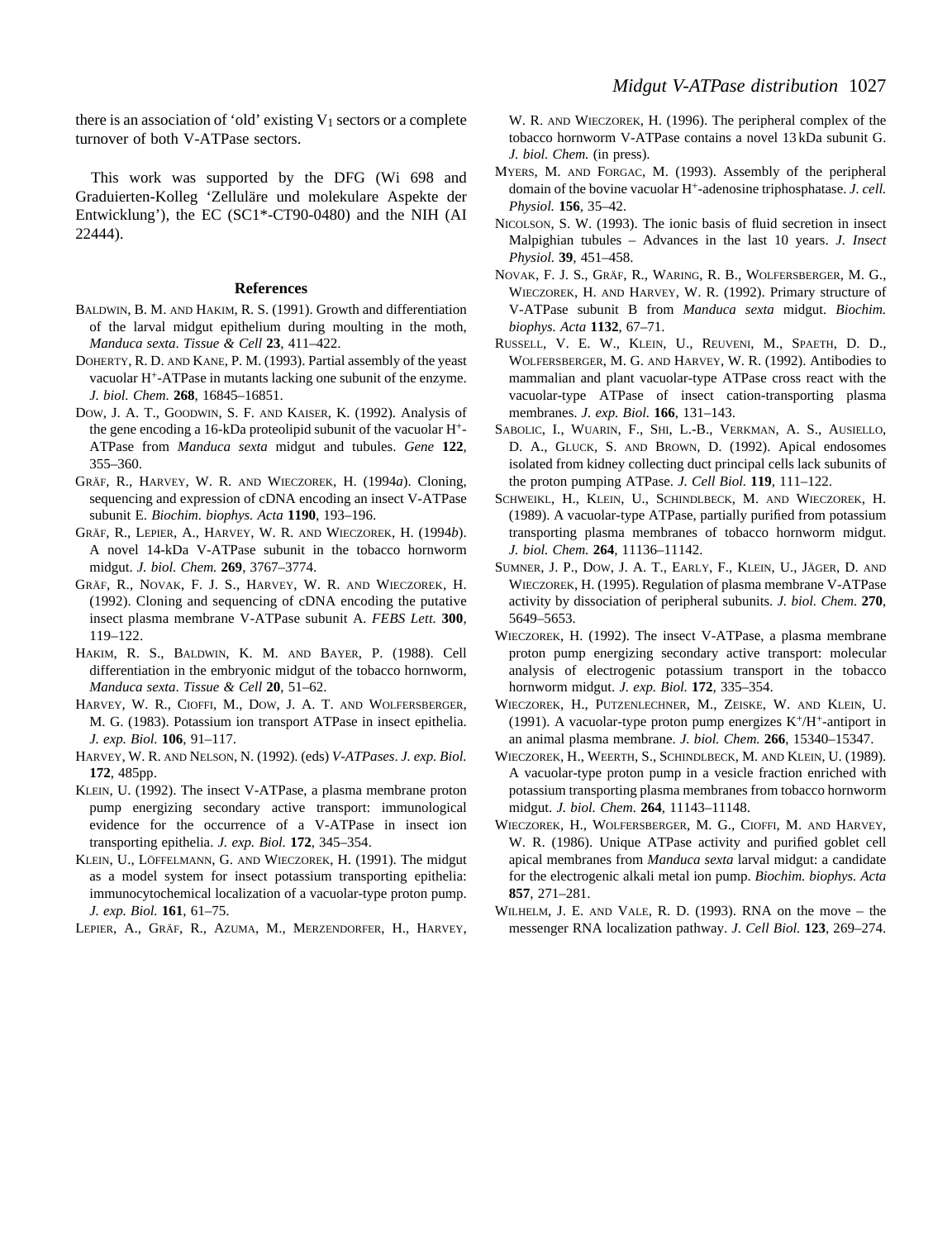there is an association of 'old' existing $V_1$ sectors or a complete turnover of both V-ATPase sectors.

This work was supported by the DFG (Wi 698 and Graduierten-Kolleg 'Zelluläre und molekulare Aspekte der Entwicklung'), the EC (SC1*-CT90-0480) and the NIH (AI 22444).

## References

Baldwin, B. M. and Hakim, R. S. (1991). Growth and differentiation of the larval midgut epithelium during moulting in the moth, *Manduca sexta*. *Tissue & Cell* **23**, 411–422.

Doherty, R. D. and Kane, P. M. (1993). Partial assembly of the yeast vacuolar $H^+$-ATPase in mutants lacking one subunit of the enzyme. *J. biol. Chem.* **268**, 16845–16851.

Dow, J. A. T., Goodwin, S. F. and Kaiser, K. (1992). Analysis of the gene encoding a 16-kDa proteolipid subunit of the vacuolar $H^+$-ATPase from *Manduca sexta* midgut and tubules. *Gene* **122**, 355–360.

Gräf, R., Harvey, W. R. and Wieczorek, H. (1994*a*). Cloning, sequencing and expression of cDNA encoding an insect V-ATPase subunit E. *Biochim. biophys. Acta* **1190**, 193–196.

Gräf, R., Lepier, A., Harvey, W. R. and Wieczorek, H. (1994*b*). A novel 14-kDa V-ATPase subunit in the tobacco hornworm midgut. *J. biol. Chem.* **269**, 3767–3774.

Gräf, R., Novak, F. J. S., Harvey, W. R. and Wieczorek, H. (1992). Cloning and sequencing of cDNA encoding the putative insect plasma membrane V-ATPase subunit A. *FEBS Lett.* **300**, 119–122.

Hakim, R. S., Baldwin, K. M. and Bayer, P. (1988). Cell differentiation in the embryonic midgut of the tobacco hornworm, *Manduca sexta*. *Tissue & Cell* **20**, 51–62.

Harvey, W. R., Cioffi, M., Dow, J. A. T. and Wolfersberger, M. G. (1983). Potassium ion transport ATPase in insect epithelia. *J. exp. Biol.* **106**, 91–117.

Harvey, W. R. and Nelson, N. (1992). (eds) *V-ATPases*. *J. exp. Biol.* **172**, 485pp.

Klein, U. (1992). The insect V-ATPase, a plasma membrane proton pump energizing secondary active transport: immunological evidence for the occurrence of a V-ATPase in insect ion transporting epithelia. *J. exp. Biol.* **172**, 345–354.

Klein, U., Löffelmann, G. and Wieczorek, H. (1991). The midgut as a model system for insect potassium transporting epithelia: immunocytochemical localization of a vacuolar-type proton pump. *J. exp. Biol.* **161**, 61–75.

Lepier, A., Gräf, R., Azuma, M., Merzendorfer, H., Harvey, W. R. and Wieczorek, H. (1996). The peripheral complex of the tobacco hornworm V-ATPase contains a novel 13 kDa subunit G. *J. biol. Chem.* (in press).

Myers, M. and Forgac, M. (1993). Assembly of the peripheral domain of the bovine vacuolar $H^+$-adenosine triphosphatase. *J. cell. Physiol.* **156**, 35–42.

Nicolson, S. W. (1993). The ionic basis of fluid secretion in insect Malpighian tubules – Advances in the last 10 years. *J. Insect Physiol.* **39**, 451–458.

Novak, F. J. S., Gräf, R., Waring, R. B., Wolfersberger, M. G., Wieczorek, H. and Harvey, W. R. (1992). Primary structure of V-ATPase subunit B from *Manduca sexta* midgut. *Biochim. biophys. Acta* **1132**, 67–71.

Russell, V. E. W., Klein, U., Reuveni, M., Spaeth, D. D., Wolfersberger, M. G. and Harvey, W. R. (1992). Antibodies to mammalian and plant vacuolar-type ATPase cross react with the vacuolar-type ATPase of insect cation-transporting plasma membranes. *J. exp. Biol.* **166**, 131–143.

Sabolic, I., Wuarin, F., Shi, L.-B., Verkman, A. S., Ausiello, D. A., Gluck, S. and Brown, D. (1992). Apical endosomes isolated from kidney collecting duct principal cells lack subunits of the proton pumping ATPase. *J. Cell Biol.* **119**, 111–122.

Schweikl, H., Klein, U., Schindlbeck, M. and Wieczorek, H. (1989). A vacuolar-type ATPase, partially purified from potassium transporting plasma membranes of tobacco hornworm midgut. *J. biol. Chem.* **264**, 11136–11142.

Sumner, J. P., Dow, J. A. T., Early, F., Klein, U., Jäger, D. and Wieczorek, H. (1995). Regulation of plasma membrane V-ATPase activity by dissociation of peripheral subunits. *J. biol. Chem.* **270**, 5649–5653.

Wieczorek, H. (1992). The insect V-ATPase, a plasma membrane proton pump energizing secondary active transport: molecular analysis of electrogenic potassium transport in the tobacco hornworm midgut. *J. exp. Biol.* **172**, 335–354.

Wieczorek, H., Putzenlechner, M., Zeiske, W. and Klein, U. (1991). A vacuolar-type proton pump energizes $K^+/H^+$-antiport in an animal plasma membrane. *J. biol. Chem.* **266**, 15340–15347.

Wieczorek, H., Weerth, S., Schindlbeck, M. and Klein, U. (1989). A vacuolar-type proton pump in a vesicle fraction enriched with potassium transporting plasma membranes from tobacco hornworm midgut. *J. biol. Chem.* **264**, 11143–11148.

Wieczorek, H., Wolfersberger, M. G., Cioffi, M. and Harvey, W. R. (1986). Unique ATPase activity and purified goblet cell apical membranes from *Manduca sexta* larval midgut: a candidate for the electrogenic alkali metal ion pump. *Biochim. biophys. Acta* **857**, 271–281.

Wilhelm, J. E. and Vale, R. D. (1993). RNA on the move – the messenger RNA localization pathway. *J. Cell Biol.* **123**, 269–274.